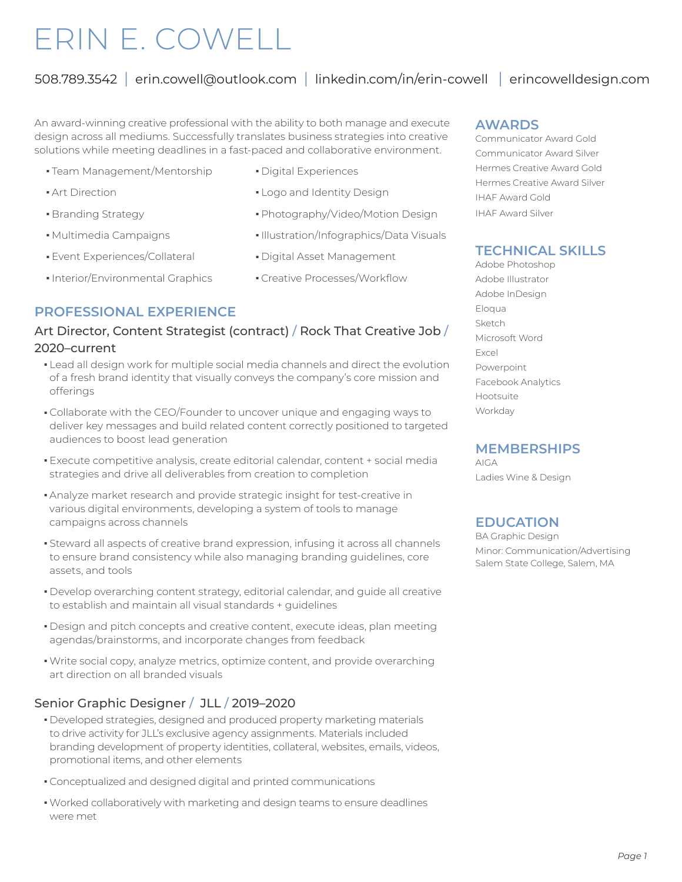# ERIN E. COWELL

508.789.3542 | erin.cowell@outlook.com | linkedin.com/in/erin-cowell | erincowelldesign.com

An award-winning creative professional with the ability to both manage and execute design across all mediums. Successfully translates business strategies into creative solutions while meeting deadlines in a fast-paced and collaborative environment.

- Team Management/Mentorship
- Art Direction
- Branding Strategy
- Multimedia Campaigns
- Event Experiences/Collateral
- Interior/Environmental Graphics
- Digital Experiences
- Logo and Identity Design
- Photography/Video/Motion Design
- Illustration/Infographics/Data Visuals
- Digital Asset Management
- Creative Processes/Workflow

## PROFESSIONAL EXPERIENCE

### Art Director, Content Strategist (contract) / Rock That Creative Job / 2020–current

- Lead all design work for multiple social media channels and direct the evolution of a fresh brand identity that visually conveys the company's core mission and offerings
- Collaborate with the CEO/Founder to uncover unique and engaging ways to deliver key messages and build related content correctly positioned to targeted audiences to boost lead generation
- Execute competitive analysis, create editorial calendar, content + social media strategies and drive all deliverables from creation to completion
- Analyze market research and provide strategic insight for test-creative in various digital environments, developing a system of tools to manage campaigns across channels
- Steward all aspects of creative brand expression, infusing it across all channels to ensure brand consistency while also managing branding guidelines, core assets, and tools
- Develop overarching content strategy, editorial calendar, and guide all creative to establish and maintain all visual standards + guidelines
- Design and pitch concepts and creative content, execute ideas, plan meeting agendas/brainstorms, and incorporate changes from feedback
- Write social copy, analyze metrics, optimize content, and provide overarching art direction on all branded visuals

### Senior Graphic Designer / JLL / 2019–2020

- Developed strategies, designed and produced property marketing materials to drive activity for JLL's exclusive agency assignments. Materials included branding development of property identities, collateral, websites, emails, videos, promotional items, and other elements
- Conceptualized and designed digital and printed communications
- Worked collaboratively with marketing and design teams to ensure deadlines were met

## AWARDS

Communicator Award Gold
Communicator Award Silver
Hermes Creative Award Gold
Hermes Creative Award Silver
IHAF Award Gold
IHAF Award Silver

## TECHNICAL SKILLS

Adobe Photoshop
Adobe Illustrator
Adobe InDesign
Eloqua
Sketch
Microsoft Word
Excel
Powerpoint
Facebook Analytics
Hootsuite
Workday

## MEMBERSHIPS

AIGA
Ladies Wine & Design

## EDUCATION

BA Graphic Design
Minor: Communication/Advertising
Salem State College, Salem, MA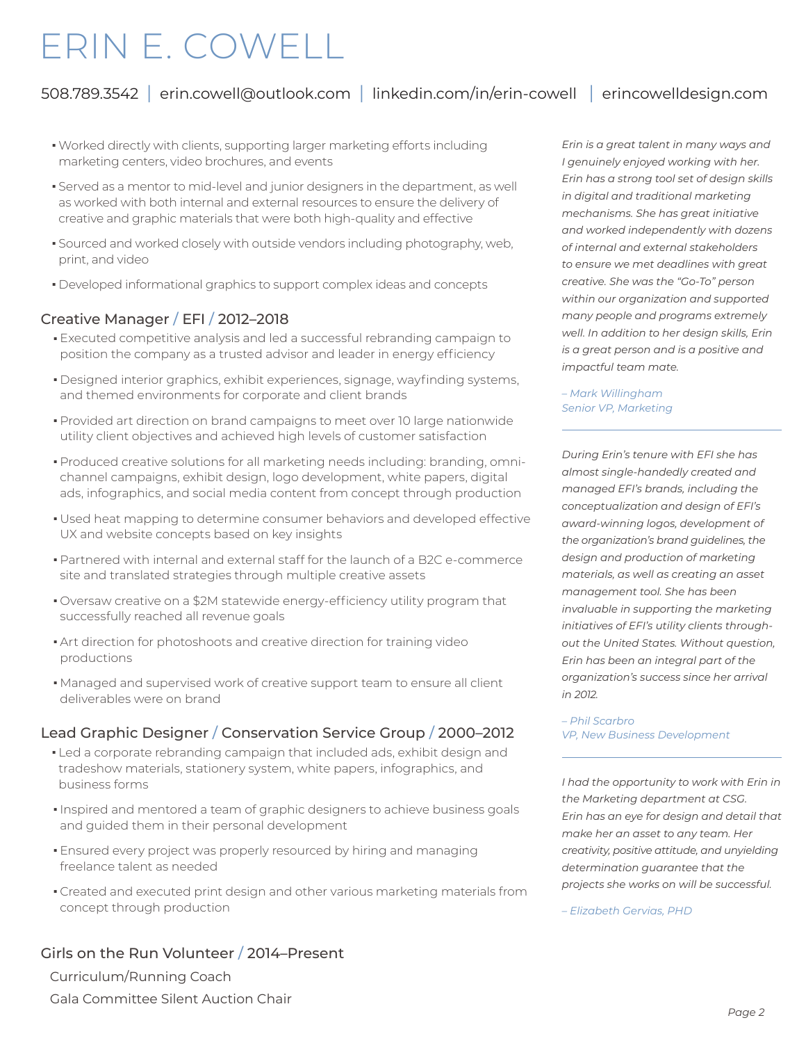# ERIN E. COWELL

508.789.3542 | erin.cowell@outlook.com | linkedin.com/in/erin-cowell | erincowelldesign.com

- Worked directly with clients, supporting larger marketing efforts including marketing centers, video brochures, and events
- Served as a mentor to mid-level and junior designers in the department, as well as worked with both internal and external resources to ensure the delivery of creative and graphic materials that were both high-quality and effective
- Sourced and worked closely with outside vendors including photography, web, print, and video
- Developed informational graphics to support complex ideas and concepts

## Creative Manager / EFI / 2012–2018

- Executed competitive analysis and led a successful rebranding campaign to position the company as a trusted advisor and leader in energy efficiency
- Designed interior graphics, exhibit experiences, signage, wayfinding systems, and themed environments for corporate and client brands
- Provided art direction on brand campaigns to meet over 10 large nationwide utility client objectives and achieved high levels of customer satisfaction
- Produced creative solutions for all marketing needs including: branding, omni-channel campaigns, exhibit design, logo development, white papers, digital ads, infographics, and social media content from concept through production
- Used heat mapping to determine consumer behaviors and developed effective UX and website concepts based on key insights
- Partnered with internal and external staff for the launch of a B2C e-commerce site and translated strategies through multiple creative assets
- Oversaw creative on a $2M statewide energy-efficiency utility program that successfully reached all revenue goals
- Art direction for photoshoots and creative direction for training video productions
- Managed and supervised work of creative support team to ensure all client deliverables were on brand

## Lead Graphic Designer / Conservation Service Group / 2000–2012

- Led a corporate rebranding campaign that included ads, exhibit design and tradeshow materials, stationery system, white papers, infographics, and business forms
- Inspired and mentored a team of graphic designers to achieve business goals and guided them in their personal development
- Ensured every project was properly resourced by hiring and managing freelance talent as needed
- Created and executed print design and other various marketing materials from concept through production

## Girls on the Run Volunteer / 2014–Present

Curriculum/Running Coach

Gala Committee Silent Auction Chair

---

*Erin is a great talent in many ways and I genuinely enjoyed working with her. Erin has a strong tool set of design skills in digital and traditional marketing mechanisms. She has great initiative and worked independently with dozens of internal and external stakeholders to ensure we met deadlines with great creative. She was the "Go-To" person within our organization and supported many people and programs extremely well. In addition to her design skills, Erin is a great person and is a positive and impactful team mate.*

*– Mark Willingham*
*Senior VP, Marketing*

---

*During Erin's tenure with EFI she has almost single-handedly created and managed EFI's brands, including the conceptualization and design of EFI's award-winning logos, development of the organization's brand guidelines, the design and production of marketing materials, as well as creating an asset management tool. She has been invaluable in supporting the marketing initiatives of EFI's utility clients through-out the United States. Without question, Erin has been an integral part of the organization's success since her arrival in 2012.*

*– Phil Scarbro*
*VP, New Business Development*

---

*I had the opportunity to work with Erin in the Marketing department at CSG. Erin has an eye for design and detail that make her an asset to any team. Her creativity, positive attitude, and unyielding determination guarantee that the projects she works on will be successful.*

*– Elizabeth Gervias, PHD*